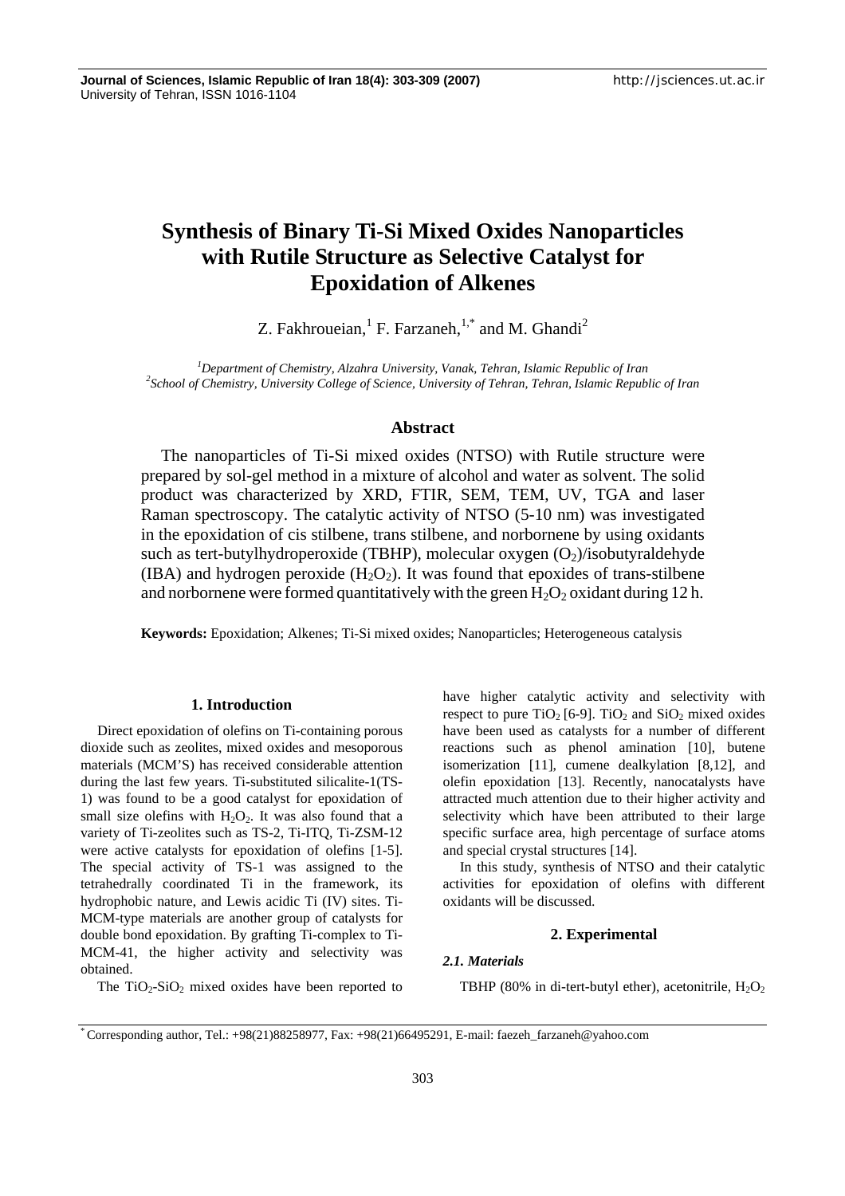# Synthesis of Binary Ti-Si Mixed Oxides Nanoparticles with Rutile Structure as Selective Catalyst for Epoxidation of Alkenes

Z. Fakhroueian,[1] F. Farzaneh,[1,*] and M. Ghandi[2]

[1] *Department of Chemistry, Alzahra University, Vanak, Tehran, Islamic Republic of Iran*
[2] *School of Chemistry, University College of Science, University of Tehran, Tehran, Islamic Republic of Iran*

## Abstract

The nanoparticles of Ti-Si mixed oxides (NTSO) with Rutile structure were prepared by sol-gel method in a mixture of alcohol and water as solvent. The solid product was characterized by XRD, FTIR, SEM, TEM, UV, TGA and laser Raman spectroscopy. The catalytic activity of NTSO (5-10 nm) was investigated in the epoxidation of cis stilbene, trans stilbene, and norbornene by using oxidants such as tert-butylhydroperoxide (TBHP), molecular oxygen ($O_2$)/isobutyraldehyde (IBA) and hydrogen peroxide ($H_2O_2$). It was found that epoxides of trans-stilbene and norbornene were formed quantitatively with the green $H_2O_2$ oxidant during 12 h.

**Keywords:** Epoxidation; Alkenes; Ti-Si mixed oxides; Nanoparticles; Heterogeneous catalysis

## 1. Introduction

Direct epoxidation of olefins on Ti-containing porous dioxide such as zeolites, mixed oxides and mesoporous materials (MCM'S) has received considerable attention during the last few years. Ti-substituted silicalite-1(TS-1) was found to be a good catalyst for epoxidation of small size olefins with $H_2O_2$. It was also found that a variety of Ti-zeolites such as TS-2, Ti-ITQ, Ti-ZSM-12 were active catalysts for epoxidation of olefins [1-5]. The special activity of TS-1 was assigned to the tetrahedrally coordinated Ti in the framework, its hydrophobic nature, and Lewis acidic Ti (IV) sites. Ti-MCM-type materials are another group of catalysts for double bond epoxidation. By grafting Ti-complex to Ti-MCM-41, the higher activity and selectivity was obtained.

The $TiO_2$-$SiO_2$ mixed oxides have been reported to have higher catalytic activity and selectivity with respect to pure $TiO_2$ [6-9]. $TiO_2$ and $SiO_2$ mixed oxides have been used as catalysts for a number of different reactions such as phenol amination [10], butene isomerization [11], cumene dealkylation [8,12], and olefin epoxidation [13]. Recently, nanocatalysts have attracted much attention due to their higher activity and selectivity which have been attributed to their large specific surface area, high percentage of surface atoms and special crystal structures [14].

In this study, synthesis of NTSO and their catalytic activities for epoxidation of olefins with different oxidants will be discussed.

## 2. Experimental

### *2.1. Materials*

TBHP (80% in di-tert-butyl ether), acetonitrile, $H_2O_2$

* Corresponding author, Tel.: +98(21)88258977, Fax: +98(21)66495291, E-mail: faezeh_farzaneh@yahoo.com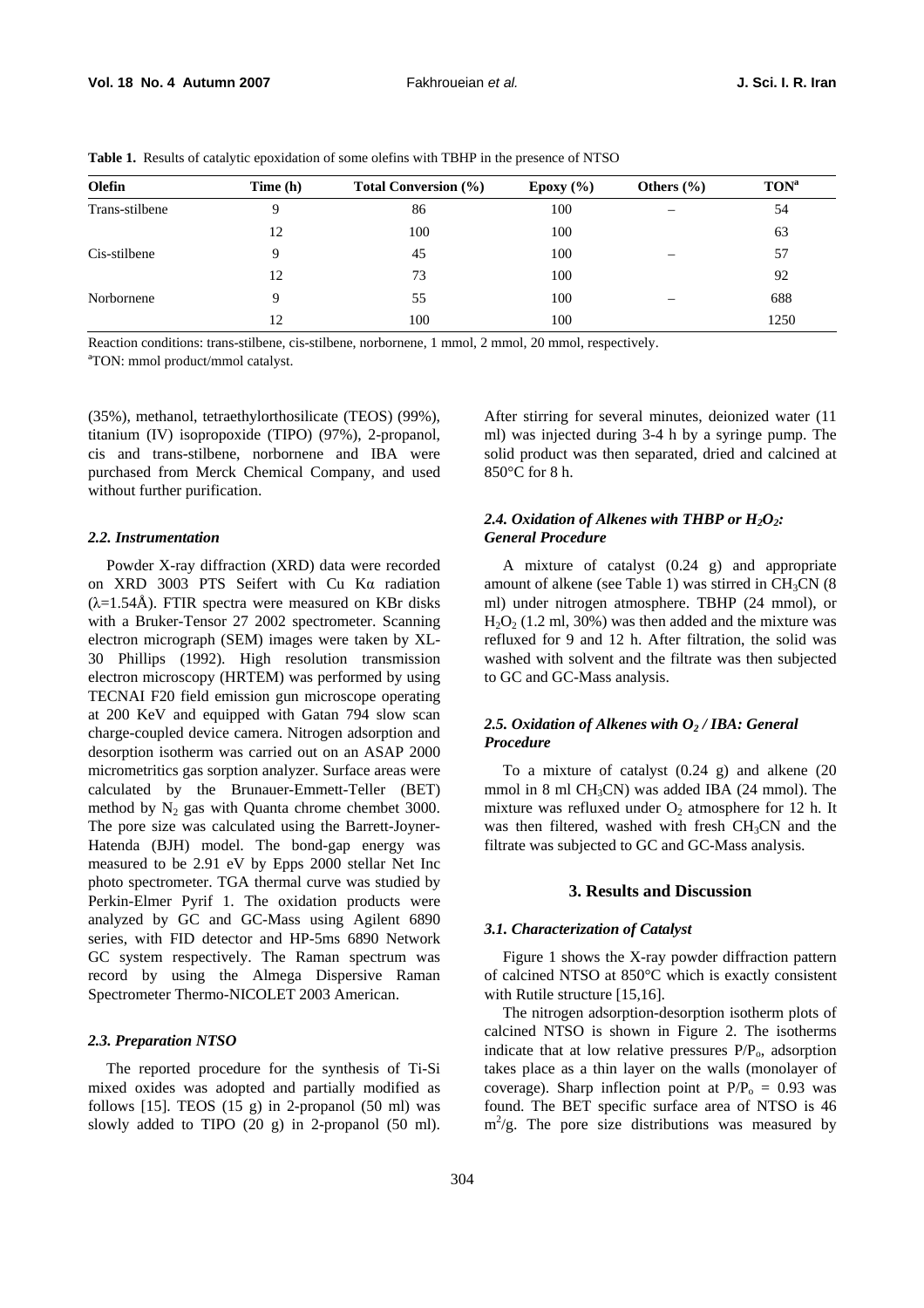**Table 1.** Results of catalytic epoxidation of some olefins with TBHP in the presence of NTSO

| Olefin | Time (h) | Total Conversion (%) | Epoxy (%) | Others (%) | TON[a] |
|---|---|---|---|---|---|
| Trans-stilbene | 9 | 86 | 100 | – | 54 |
| | 12 | 100 | 100 | | 63 |
| Cis-stilbene | 9 | 45 | 100 | – | 57 |
| | 12 | 73 | 100 | | 92 |
| Norbornene | 9 | 55 | 100 | – | 688 |
| | 12 | 100 | 100 | | 1250 |

Reaction conditions: trans-stilbene, cis-stilbene, norbornene, 1 mmol, 2 mmol, 20 mmol, respectively.

[a]TON: mmol product/mmol catalyst.

(35%), methanol, tetraethylorthosilicate (TEOS) (99%), titanium (IV) isopropoxide (TIPO) (97%), 2-propanol, cis and trans-stilbene, norbornene and IBA were purchased from Merck Chemical Company, and used without further purification.

### *2.2. Instrumentation*

Powder X-ray diffraction (XRD) data were recorded on XRD 3003 PTS Seifert with Cu Kα radiation (λ=1.54Å). FTIR spectra were measured on KBr disks with a Bruker-Tensor 27 2002 spectrometer. Scanning electron micrograph (SEM) images were taken by XL-30 Phillips (1992). High resolution transmission electron microscopy (HRTEM) was performed by using TECNAI F20 field emission gun microscope operating at 200 KeV and equipped with Gatan 794 slow scan charge-coupled device camera. Nitrogen adsorption and desorption isotherm was carried out on an ASAP 2000 micrometritics gas sorption analyzer. Surface areas were calculated by the Brunauer-Emmett-Teller (BET) method by $N_2$ gas with Quanta chrome chembet 3000. The pore size was calculated using the Barrett-Joyner-Hatenda (BJH) model. The bond-gap energy was measured to be 2.91 eV by Epps 2000 stellar Net Inc photo spectrometer. TGA thermal curve was studied by Perkin-Elmer Pyrif 1. The oxidation products were analyzed by GC and GC-Mass using Agilent 6890 series, with FID detector and HP-5ms 6890 Network GC system respectively. The Raman spectrum was record by using the Almega Dispersive Raman Spectrometer Thermo-NICOLET 2003 American.

### *2.3. Preparation NTSO*

The reported procedure for the synthesis of Ti-Si mixed oxides was adopted and partially modified as follows [15]. TEOS (15 g) in 2-propanol (50 ml) was slowly added to TIPO (20 g) in 2-propanol (50 ml). After stirring for several minutes, deionized water (11 ml) was injected during 3-4 h by a syringe pump. The solid product was then separated, dried and calcined at 850°C for 8 h.

### *2.4. Oxidation of Alkenes with THBP or $H_2O_2$: General Procedure*

A mixture of catalyst (0.24 g) and appropriate amount of alkene (see Table 1) was stirred in $CH_3CN$ (8 ml) under nitrogen atmosphere. TBHP (24 mmol), or $H_2O_2$ (1.2 ml, 30%) was then added and the mixture was refluxed for 9 and 12 h. After filtration, the solid was washed with solvent and the filtrate was then subjected to GC and GC-Mass analysis.

### *2.5. Oxidation of Alkenes with $O_2$ / IBA: General Procedure*

To a mixture of catalyst (0.24 g) and alkene (20 mmol in 8 ml $CH_3CN$) was added IBA (24 mmol). The mixture was refluxed under $O_2$ atmosphere for 12 h. It was then filtered, washed with fresh $CH_3CN$ and the filtrate was subjected to GC and GC-Mass analysis.

## 3. Results and Discussion

### *3.1. Characterization of Catalyst*

Figure 1 shows the X-ray powder diffraction pattern of calcined NTSO at 850°C which is exactly consistent with Rutile structure [15,16].

The nitrogen adsorption-desorption isotherm plots of calcined NTSO is shown in Figure 2. The isotherms indicate that at low relative pressures $P/P_o$, adsorption takes place as a thin layer on the walls (monolayer of coverage). Sharp inflection point at $P/P_o$ = 0.93 was found. The BET specific surface area of NTSO is 46 $m^2$/g. The pore size distributions was measured by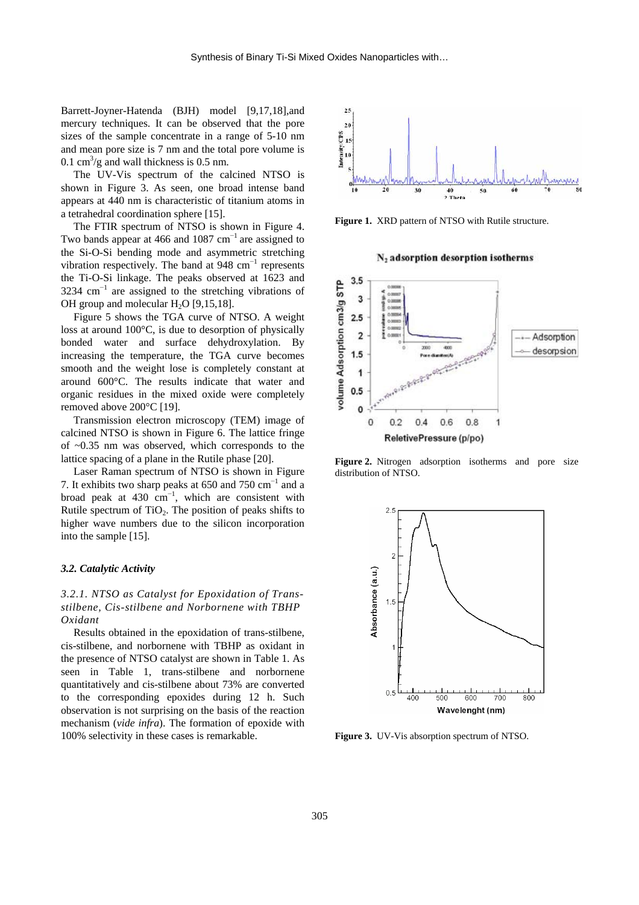Barrett-Joyner-Hatenda (BJH) model [9,17,18],and mercury techniques. It can be observed that the pore sizes of the sample concentrate in a range of 5-10 nm and mean pore size is 7 nm and the total pore volume is 0.1 $cm^3$/g and wall thickness is 0.5 nm.

The UV-Vis spectrum of the calcined NTSO is shown in Figure 3. As seen, one broad intense band appears at 440 nm is characteristic of titanium atoms in a tetrahedral coordination sphere [15].

The FTIR spectrum of NTSO is shown in Figure 4. Two bands appear at 466 and 1087 $cm^{-1}$ are assigned to the Si-O-Si bending mode and asymmetric stretching vibration respectively. The band at 948 $cm^{-1}$ represents the Ti-O-Si linkage. The peaks observed at 1623 and 3234 $cm^{-1}$ are assigned to the stretching vibrations of OH group and molecular $H_2O$ [9,15,18].

Figure 5 shows the TGA curve of NTSO. A weight loss at around 100°C, is due to desorption of physically bonded water and surface dehydroxylation. By increasing the temperature, the TGA curve becomes smooth and the weight lose is completely constant at around 600°C. The results indicate that water and organic residues in the mixed oxide were completely removed above 200°C [19].

Transmission electron microscopy (TEM) image of calcined NTSO is shown in Figure 6. The lattice fringe of ~0.35 nm was observed, which corresponds to the lattice spacing of a plane in the Rutile phase [20].

Laser Raman spectrum of NTSO is shown in Figure 7. It exhibits two sharp peaks at 650 and 750 $cm^{-1}$ and a broad peak at 430 $cm^{-1}$, which are consistent with Rutile spectrum of $TiO_2$. The position of peaks shifts to higher wave numbers due to the silicon incorporation into the sample [15].

### *3.2. Catalytic Activity*

#### *3.2.1. NTSO as Catalyst for Epoxidation of Trans-stilbene, Cis-stilbene and Norbornene with TBHP Oxidant*

Results obtained in the epoxidation of trans-stilbene, cis-stilbene, and norbornene with TBHP as oxidant in the presence of NTSO catalyst are shown in Table 1. As seen in Table 1, trans-stilbene and norbornene quantitatively and cis-stilbene about 73% are converted to the corresponding epoxides during 12 h. Such observation is not surprising on the basis of the reaction mechanism (*vide infra*). The formation of epoxide with 100% selectivity in these cases is remarkable.

**Figure 1.** XRD pattern of NTSO with Rutile structure.

**Figure 2.** Nitrogen adsorption isotherms and pore size distribution of NTSO.

**Figure 3.** UV-Vis absorption spectrum of NTSO.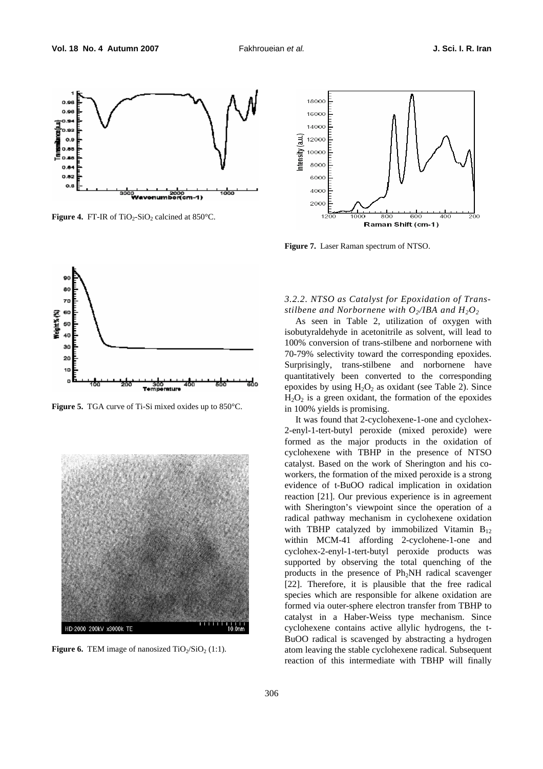**Figure 4.** FT-IR of $TiO_2$-$SiO_2$ calcined at 850°C.

**Figure 5.** TGA curve of Ti-Si mixed oxides up to 850°C.

**Figure 6.** TEM image of nanosized $TiO_2$/$SiO_2$ (1:1).

**Figure 7.** Laser Raman spectrum of NTSO.

### *3.2.2. NTSO as Catalyst for Epoxidation of Trans-stilbene and Norbornene with $O_2$/IBA and $H_2O_2$*

As seen in Table 2, utilization of oxygen with isobutyraldehyde in acetonitrile as solvent, will lead to 100% conversion of trans-stilbene and norbornene with 70-79% selectivity toward the corresponding epoxides. Surprisingly, trans-stilbene and norbornene have quantitatively been converted to the corresponding epoxides by using $H_2O_2$ as oxidant (see Table 2). Since $H_2O_2$ is a green oxidant, the formation of the epoxides in 100% yields is promising.

It was found that 2-cyclohexene-1-one and cyclohex-2-enyl-1-tert-butyl peroxide (mixed peroxide) were formed as the major products in the oxidation of cyclohexene with TBHP in the presence of NTSO catalyst. Based on the work of Sherington and his co-workers, the formation of the mixed peroxide is a strong evidence of t-BuOO radical implication in oxidation reaction [21]. Our previous experience is in agreement with Sherington's viewpoint since the operation of a radical pathway mechanism in cyclohexene oxidation with TBHP catalyzed by immobilized Vitamin $B_{12}$ within MCM-41 affording 2-cyclohene-1-one and cyclohex-2-enyl-1-tert-butyl peroxide products was supported by observing the total quenching of the products in the presence of $Ph_2NH$ radical scavenger [22]. Therefore, it is plausible that the free radical species which are responsible for alkene oxidation are formed via outer-sphere electron transfer from TBHP to catalyst in a Haber-Weiss type mechanism. Since cyclohexene contains active allylic hydrogens, the t-BuOO radical is scavenged by abstracting a hydrogen atom leaving the stable cyclohexene radical. Subsequent reaction of this intermediate with TBHP will finally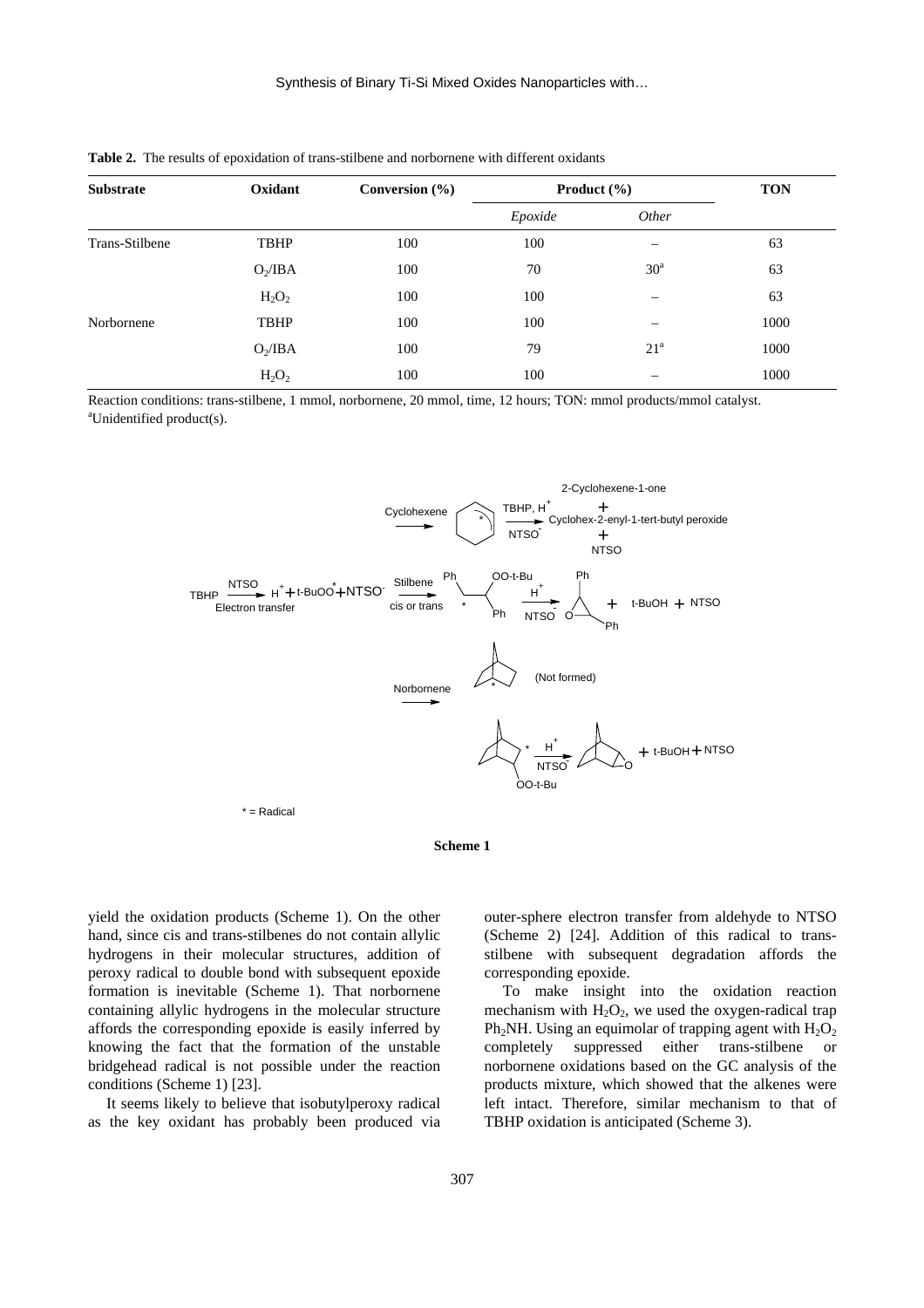**Table 2.** The results of epoxidation of trans-stilbene and norbornene with different oxidants

| Substrate | Oxidant | Conversion (%) | Product (%) | | TON |
|---|---|---|---|---|---|
| | | | *Epoxide* | *Other* | |
| Trans-Stilbene | TBHP | 100 | 100 | – | 63 |
| | $O_2$/IBA | 100 | 70 | 30[a] | 63 |
| | $H_2O_2$ | 100 | 100 | – | 63 |
| Norbornene | TBHP | 100 | 100 | – | 1000 |
| | $O_2$/IBA | 100 | 79 | 21[a] | 1000 |
| | $H_2O_2$ | 100 | 100 | – | 1000 |

Reaction conditions: trans-stilbene, 1 mmol, norbornene, 20 mmol, time, 12 hours; TON: mmol products/mmol catalyst.
[a]Unidentified product(s).

**Scheme 1**

yield the oxidation products (Scheme 1). On the other hand, since cis and trans-stilbenes do not contain allylic hydrogens in their molecular structures, addition of peroxy radical to double bond with subsequent epoxide formation is inevitable (Scheme 1). That norbornene containing allylic hydrogens in the molecular structure affords the corresponding epoxide is easily inferred by knowing the fact that the formation of the unstable bridgehead radical is not possible under the reaction conditions (Scheme 1) [23].

It seems likely to believe that isobutylperoxy radical as the key oxidant has probably been produced via outer-sphere electron transfer from aldehyde to NTSO (Scheme 2) [24]. Addition of this radical to trans-stilbene with subsequent degradation affords the corresponding epoxide.

To make insight into the oxidation reaction mechanism with $H_2O_2$, we used the oxygen-radical trap $Ph_2NH$. Using an equimolar of trapping agent with $H_2O_2$ completely suppressed either trans-stilbene or norbornene oxidations based on the GC analysis of the products mixture, which showed that the alkenes were left intact. Therefore, similar mechanism to that of TBHP oxidation is anticipated (Scheme 3).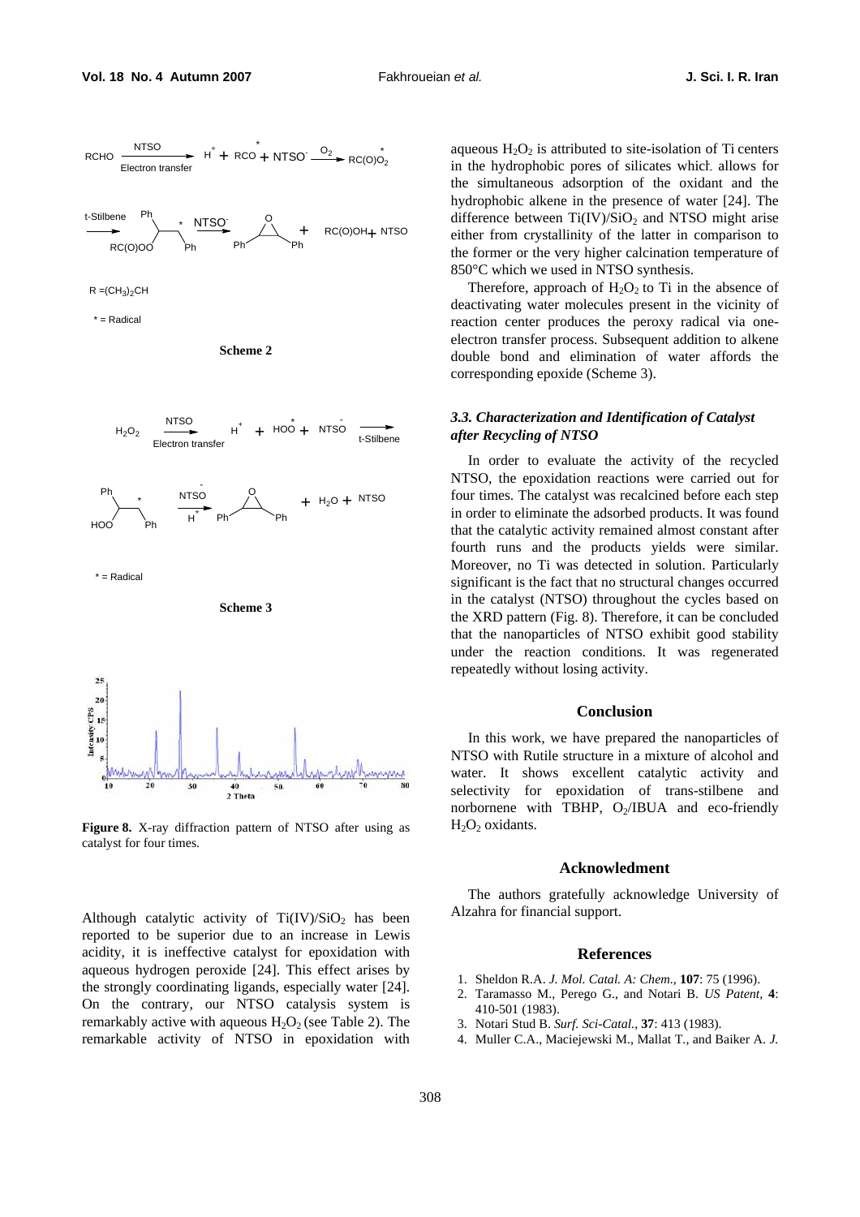$$RCHO \xrightarrow[\text{Electron transfer}]{NTSO} H^{+} + R\overset{*}{C}O + NTSO^{-} \xrightarrow{O_2} RC(O)\overset{*}{O_2}$$

$$\xrightarrow{\text{t-Stilbene}} \text{RC(O)OO–CH(Ph)–}\overset{*}{C}\text{H(Ph)} \xrightarrow{NTSO^{-}} \text{Ph–epoxide–Ph} + RC(O)OH + NTSO$$

$R = (CH_3)_2CH$

\* = Radical

**Scheme 2**

$$H_2O_2 \xrightarrow[\text{Electron transfer}]{NTSO} H^{+} + HO\overset{*}{O} + NTSO^{-} \xrightarrow{\text{t-Stilbene}}$$

$$\text{HOO–CH(Ph)–}\overset{*}{C}\text{H(Ph)} \xrightarrow[H^{+}]{NTSO^{-}} \text{Ph–epoxide–Ph} + H_2O + NTSO$$

\* = Radical

**Scheme 3**

**Figure 8.** X-ray diffraction pattern of NTSO after using as catalyst for four times.

Although catalytic activity of $Ti(IV)/SiO_2$ has been reported to be superior due to an increase in Lewis acidity, it is ineffective catalyst for epoxidation with aqueous hydrogen peroxide [24]. This effect arises by the strongly coordinating ligands, especially water [24]. On the contrary, our NTSO catalysis system is remarkably active with aqueous $H_2O_2$ (see Table 2). The remarkable activity of NTSO in epoxidation with aqueous $H_2O_2$ is attributed to site-isolation of Ti centers in the hydrophobic pores of silicates which allows for the simultaneous adsorption of the oxidant and the hydrophobic alkene in the presence of water [24]. The difference between $Ti(IV)/SiO_2$ and NTSO might arise either from crystallinity of the latter in comparison to the former or the very higher calcination temperature of 850°C which we used in NTSO synthesis.

Therefore, approach of $H_2O_2$ to Ti in the absence of deactivating water molecules present in the vicinity of reaction center produces the peroxy radical via one-electron transfer process. Subsequent addition to alkene double bond and elimination of water affords the corresponding epoxide (Scheme 3).

### *3.3. Characterization and Identification of Catalyst after Recycling of NTSO*

In order to evaluate the activity of the recycled NTSO, the epoxidation reactions were carried out for four times. The catalyst was recalcined before each step in order to eliminate the adsorbed products. It was found that the catalytic activity remained almost constant after fourth runs and the products yields were similar. Moreover, no Ti was detected in solution. Particularly significant is the fact that no structural changes occurred in the catalyst (NTSO) throughout the cycles based on the XRD pattern (Fig. 8). Therefore, it can be concluded that the nanoparticles of NTSO exhibit good stability under the reaction conditions. It was regenerated repeatedly without losing activity.

## Conclusion

In this work, we have prepared the nanoparticles of NTSO with Rutile structure in a mixture of alcohol and water. It shows excellent catalytic activity and selectivity for epoxidation of trans-stilbene and norbornene with TBHP, $O_2$/IBUA and eco-friendly $H_2O_2$ oxidants.

## Acknowledment

The authors gratefully acknowledge University of Alzahra for financial support.

## References

1. Sheldon R.A. *J. Mol. Catal. A: Chem.*, **107**: 75 (1996).
2. Taramasso M., Perego G., and Notari B. *US Patent*, **4**: 410-501 (1983).
3. Notari Stud B. *Surf. Sci-Catal.*, **37**: 413 (1983).
4. Muller C.A., Maciejewski M., Mallat T., and Baiker A. *J.*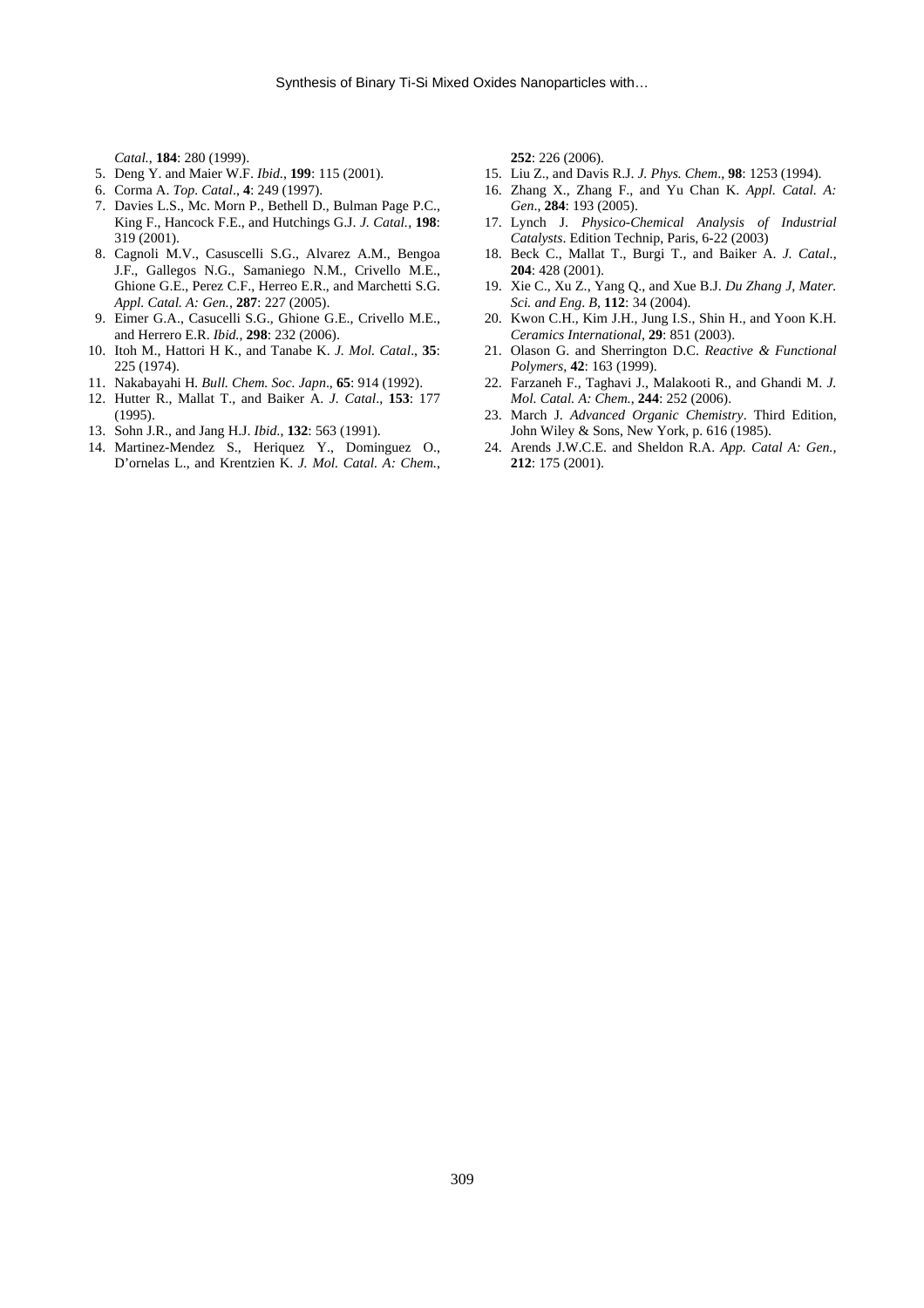*Catal.*, **184**: 280 (1999).

5. Deng Y. and Maier W.F. *Ibid.*, **199**: 115 (2001).
6. Corma A. *Top. Catal.*, **4**: 249 (1997).
7. Davies L.S., Mc. Morn P., Bethell D., Bulman Page P.C., King F., Hancock F.E., and Hutchings G.J. *J. Catal.*, **198**: 319 (2001).
8. Cagnoli M.V., Casuscelli S.G., Alvarez A.M., Bengoa J.F., Gallegos N.G., Samaniego N.M., Crivello M.E., Ghione G.E., Perez C.F., Herreo E.R., and Marchetti S.G. *Appl. Catal. A: Gen.*, **287**: 227 (2005).
9. Eimer G.A., Casucelli S.G., Ghione G.E., Crivello M.E., and Herrero E.R. *Ibid.*, **298**: 232 (2006).
10. Itoh M., Hattori H K., and Tanabe K. *J. Mol. Catal.*, **35**: 225 (1974).
11. Nakabayahi H. *Bull. Chem. Soc. Japn.*, **65**: 914 (1992).
12. Hutter R., Mallat T., and Baiker A. *J. Catal.*, **153**: 177 (1995).
13. Sohn J.R., and Jang H.J. *Ibid.*, **132**: 563 (1991).
14. Martinez-Mendez S., Heriquez Y., Dominguez O., D'ornelas L., and Krentzien K. *J. Mol. Catal. A: Chem.*, **252**: 226 (2006).
15. Liu Z., and Davis R.J. *J. Phys. Chem.*, **98**: 1253 (1994).
16. Zhang X., Zhang F., and Yu Chan K. *Appl. Catal. A: Gen.*, **284**: 193 (2005).
17. Lynch J. *Physico-Chemical Analysis of Industrial Catalysts*. Edition Technip, Paris, 6-22 (2003)
18. Beck C., Mallat T., Burgi T., and Baiker A. *J. Catal.*, **204**: 428 (2001).
19. Xie C., Xu Z., Yang Q., and Xue B.J. *Du Zhang J, Mater. Sci. and Eng. B*, **112**: 34 (2004).
20. Kwon C.H., Kim J.H., Jung I.S., Shin H., and Yoon K.H. *Ceramics International*, **29**: 851 (2003).
21. Olason G. and Sherrington D.C. *Reactive & Functional Polymers*, **42**: 163 (1999).
22. Farzaneh F., Taghavi J., Malakooti R., and Ghandi M. *J. Mol. Catal. A: Chem.*, **244**: 252 (2006).
23. March J. *Advanced Organic Chemistry*. Third Edition, John Wiley & Sons, New York, p. 616 (1985).
24. Arends J.W.C.E. and Sheldon R.A. *App. Catal A: Gen.*, **212**: 175 (2001).